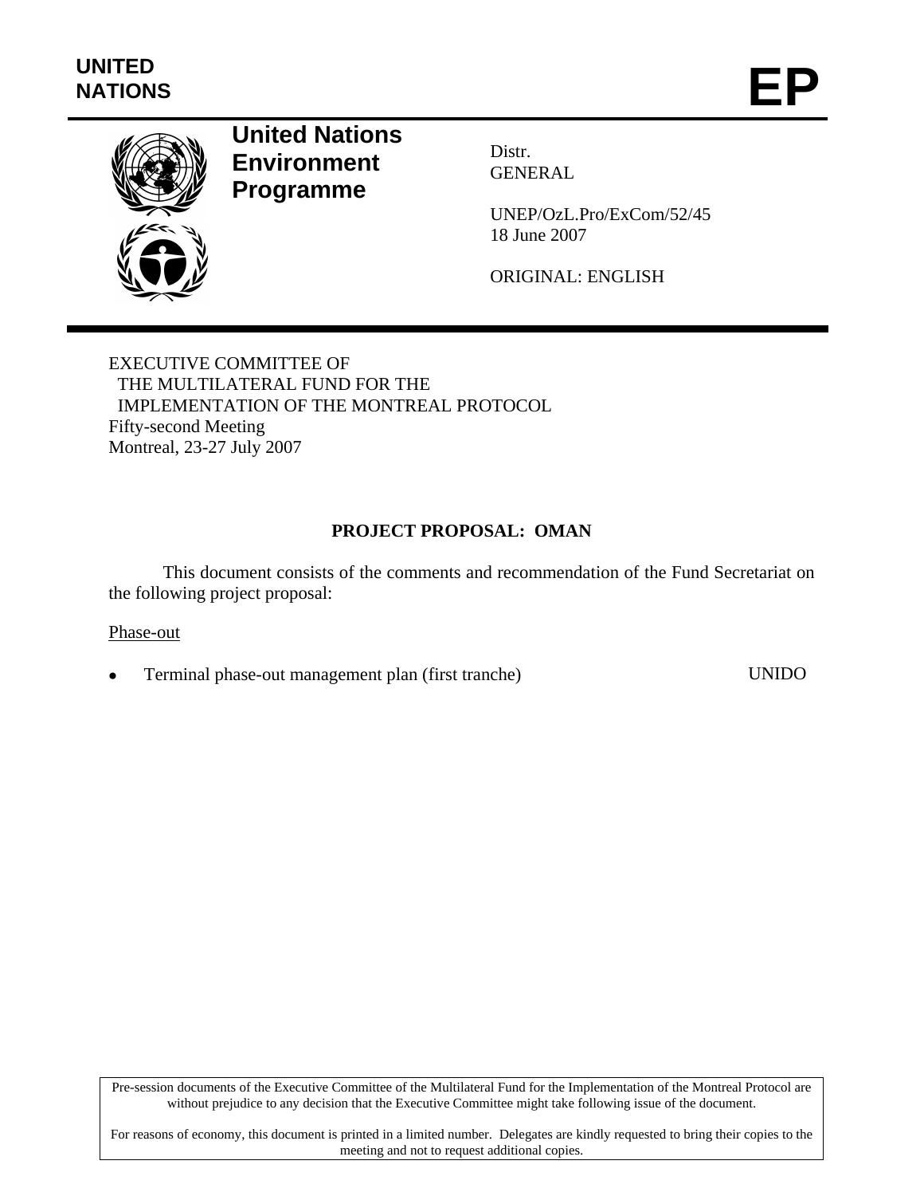UNITED NATIONS

# EP

**United Nations Environment Programme**

Distr.
GENERAL

UNEP/OzL.Pro/ExCom/52/45
18 June 2007

ORIGINAL: ENGLISH

EXECUTIVE COMMITTEE OF
THE MULTILATERAL FUND FOR THE
IMPLEMENTATION OF THE MONTREAL PROTOCOL
Fifty-second Meeting
Montreal, 23-27 July 2007

## PROJECT PROPOSAL: OMAN

This document consists of the comments and recommendation of the Fund Secretariat on the following project proposal:

Phase-out

- Terminal phase-out management plan (first tranche) UNIDO

Pre-session documents of the Executive Committee of the Multilateral Fund for the Implementation of the Montreal Protocol are without prejudice to any decision that the Executive Committee might take following issue of the document.

For reasons of economy, this document is printed in a limited number. Delegates are kindly requested to bring their copies to the meeting and not to request additional copies.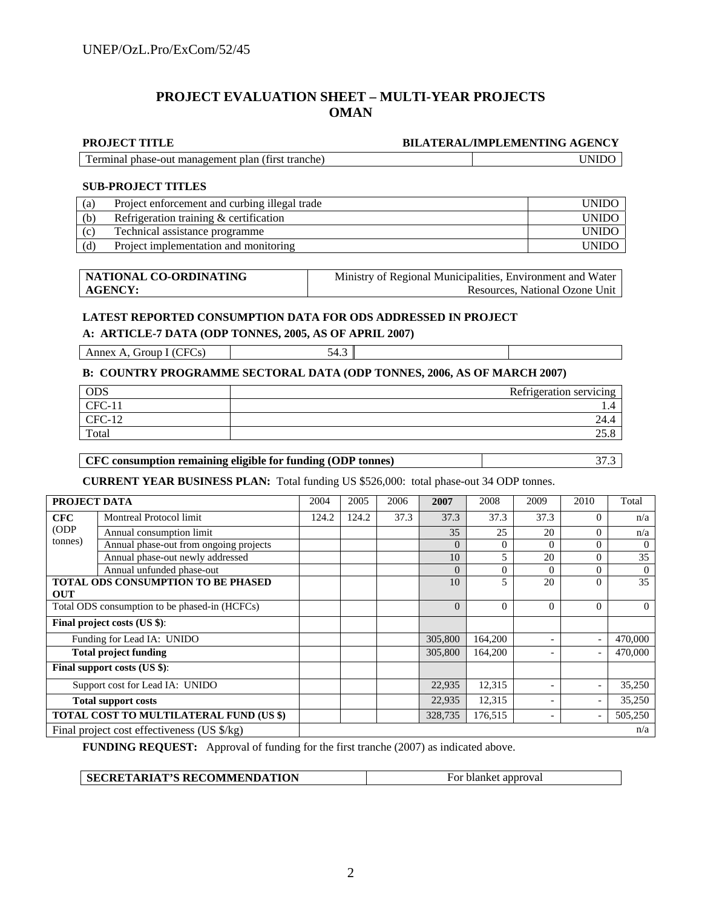# PROJECT EVALUATION SHEET – MULTI-YEAR PROJECTS
# OMAN

| PROJECT TITLE | BILATERAL/IMPLEMENTING AGENCY |
|---|---|
| Terminal phase-out management plan (first tranche) | UNIDO |

**SUB-PROJECT TITLES**

| | | |
|---|---|---|
| (a) | Project enforcement and curbing illegal trade | UNIDO |
| (b) | Refrigeration training & certification | UNIDO |
| (c) | Technical assistance programme | UNIDO |
| (d) | Project implementation and monitoring | UNIDO |

| | |
|---|---|
| **NATIONAL CO-ORDINATING AGENCY:** | Ministry of Regional Municipalities, Environment and Water Resources, National Ozone Unit |

**LATEST REPORTED CONSUMPTION DATA FOR ODS ADDRESSED IN PROJECT**

**A: ARTICLE-7 DATA (ODP TONNES, 2005, AS OF APRIL 2007)**

| | | | |
|---|---|---|---|
| Annex A, Group I (CFCs) | 54.3 | | |

**B: COUNTRY PROGRAMME SECTORAL DATA (ODP TONNES, 2006, AS OF MARCH 2007)**

| ODS | Refrigeration servicing |
|---|---|
| CFC-11 | 1.4 |
| CFC-12 | 24.4 |
| Total | 25.8 |

| | |
|---|---|
| **CFC consumption remaining eligible for funding (ODP tonnes)** | 37.3 |

**CURRENT YEAR BUSINESS PLAN:** Total funding US $526,000: total phase-out 34 ODP tonnes.

| PROJECT DATA | | 2004 | 2005 | 2006 | 2007 | 2008 | 2009 | 2010 | Total |
|---|---|---|---|---|---|---|---|---|---|
| CFC (ODP tonnes) | Montreal Protocol limit | 124.2 | 124.2 | 37.3 | 37.3 | 37.3 | 37.3 | 0 | n/a |
| | Annual consumption limit | | | | 35 | 25 | 20 | 0 | n/a |
| | Annual phase-out from ongoing projects | | | | 0 | 0 | 0 | 0 | 0 |
| | Annual phase-out newly addressed | | | | 10 | 5 | 20 | 0 | 35 |
| | Annual unfunded phase-out | | | | 0 | 0 | 0 | 0 | 0 |
| **TOTAL ODS CONSUMPTION TO BE PHASED OUT** | | | | | 10 | 5 | 20 | 0 | 35 |
| Total ODS consumption to be phased-in (HCFCs) | | | | | 0 | 0 | 0 | 0 | 0 |
| **Final project costs (US $)**: | | | | | | | | | |
| Funding for Lead IA: UNIDO | | | | | 305,800 | 164,200 | - | - | 470,000 |
| **Total project funding** | | | | | 305,800 | 164,200 | - | - | 470,000 |
| **Final support costs (US $)**: | | | | | | | | | |
| Support cost for Lead IA: UNIDO | | | | | 22,935 | 12,315 | - | - | 35,250 |
| **Total support costs** | | | | | 22,935 | 12,315 | - | - | 35,250 |
| **TOTAL COST TO MULTILATERAL FUND (US $)** | | | | | 328,735 | 176,515 | - | - | 505,250 |
| Final project cost effectiveness (US $/kg) | | | | | | | | | n/a |

**FUNDING REQUEST:** Approval of funding for the first tranche (2007) as indicated above.

| | |
|---|---|
| **SECRETARIAT'S RECOMMENDATION** | For blanket approval |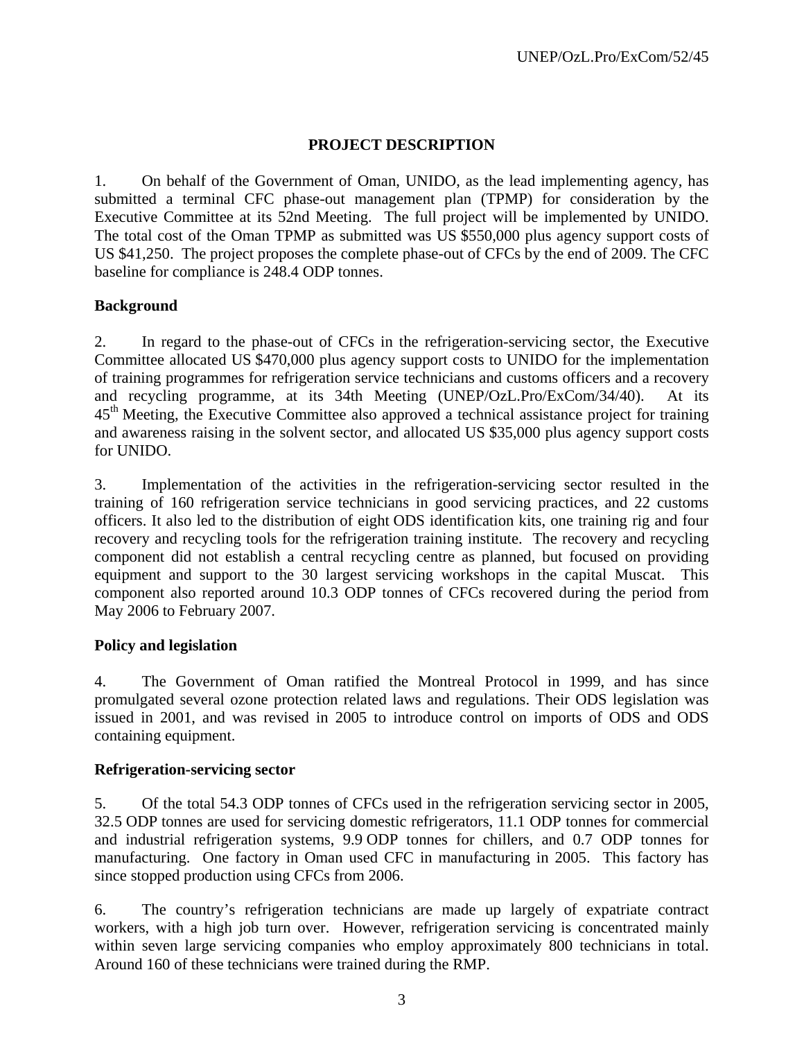## PROJECT DESCRIPTION

1. On behalf of the Government of Oman, UNIDO, as the lead implementing agency, has submitted a terminal CFC phase-out management plan (TPMP) for consideration by the Executive Committee at its 52nd Meeting. The full project will be implemented by UNIDO. The total cost of the Oman TPMP as submitted was US $550,000 plus agency support costs of US $41,250. The project proposes the complete phase-out of CFCs by the end of 2009. The CFC baseline for compliance is 248.4 ODP tonnes.

### Background

2. In regard to the phase-out of CFCs in the refrigeration-servicing sector, the Executive Committee allocated US $470,000 plus agency support costs to UNIDO for the implementation of training programmes for refrigeration service technicians and customs officers and a recovery and recycling programme, at its 34th Meeting (UNEP/OzL.Pro/ExCom/34/40). At its 45th Meeting, the Executive Committee also approved a technical assistance project for training and awareness raising in the solvent sector, and allocated US $35,000 plus agency support costs for UNIDO.

3. Implementation of the activities in the refrigeration-servicing sector resulted in the training of 160 refrigeration service technicians in good servicing practices, and 22 customs officers. It also led to the distribution of eight ODS identification kits, one training rig and four recovery and recycling tools for the refrigeration training institute. The recovery and recycling component did not establish a central recycling centre as planned, but focused on providing equipment and support to the 30 largest servicing workshops in the capital Muscat. This component also reported around 10.3 ODP tonnes of CFCs recovered during the period from May 2006 to February 2007.

### Policy and legislation

4. The Government of Oman ratified the Montreal Protocol in 1999, and has since promulgated several ozone protection related laws and regulations. Their ODS legislation was issued in 2001, and was revised in 2005 to introduce control on imports of ODS and ODS containing equipment.

### Refrigeration-servicing sector

5. Of the total 54.3 ODP tonnes of CFCs used in the refrigeration servicing sector in 2005, 32.5 ODP tonnes are used for servicing domestic refrigerators, 11.1 ODP tonnes for commercial and industrial refrigeration systems, 9.9 ODP tonnes for chillers, and 0.7 ODP tonnes for manufacturing. One factory in Oman used CFC in manufacturing in 2005. This factory has since stopped production using CFCs from 2006.

6. The country's refrigeration technicians are made up largely of expatriate contract workers, with a high job turn over. However, refrigeration servicing is concentrated mainly within seven large servicing companies who employ approximately 800 technicians in total. Around 160 of these technicians were trained during the RMP.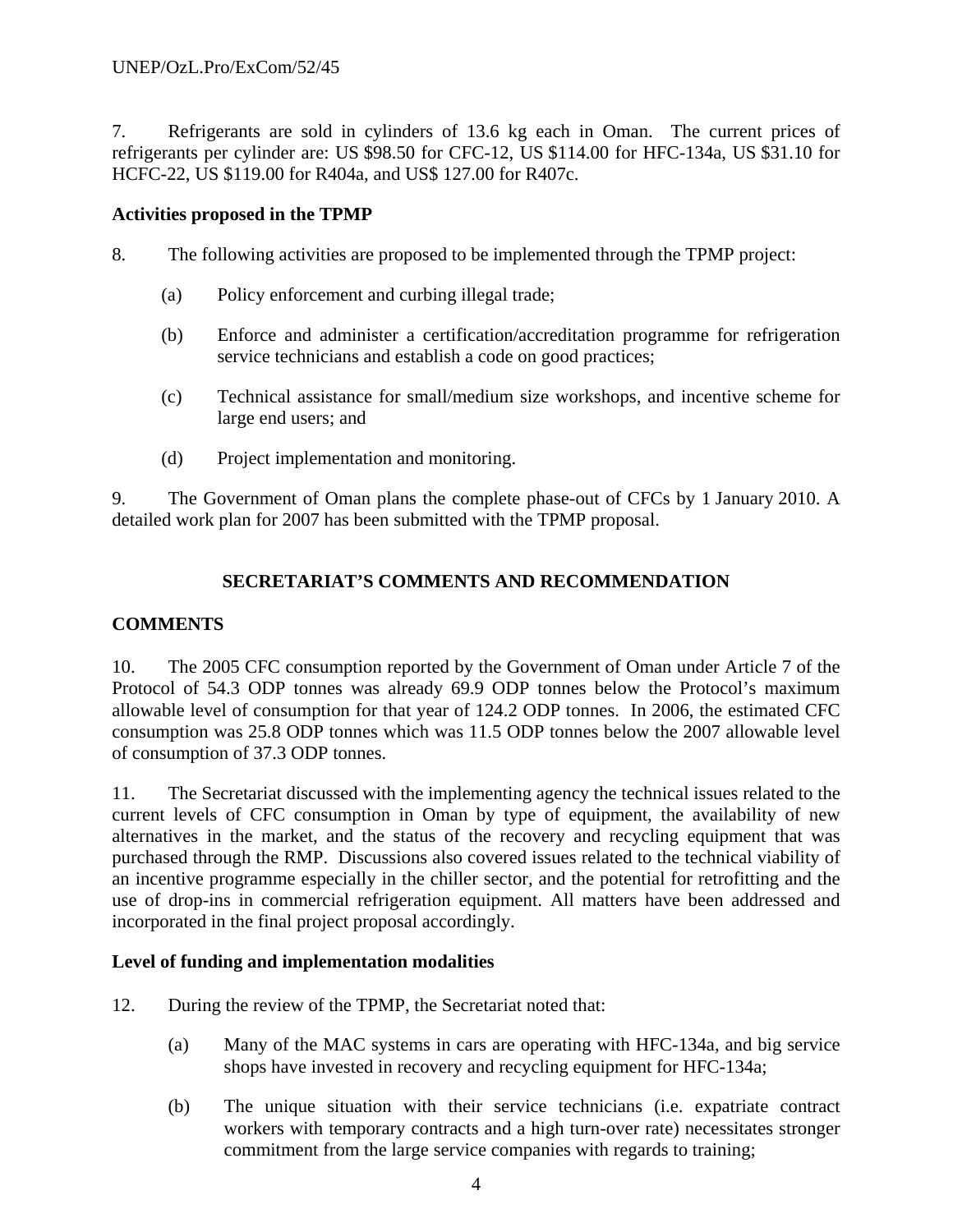7. Refrigerants are sold in cylinders of 13.6 kg each in Oman. The current prices of refrigerants per cylinder are: US $98.50 for CFC-12, US $114.00 for HFC-134a, US $31.10 for HCFC-22, US $119.00 for R404a, and US$ 127.00 for R407c.

**Activities proposed in the TPMP**

8. The following activities are proposed to be implemented through the TPMP project:

(a) Policy enforcement and curbing illegal trade;

(b) Enforce and administer a certification/accreditation programme for refrigeration service technicians and establish a code on good practices;

(c) Technical assistance for small/medium size workshops, and incentive scheme for large end users; and

(d) Project implementation and monitoring.

9. The Government of Oman plans the complete phase-out of CFCs by 1 January 2010. A detailed work plan for 2007 has been submitted with the TPMP proposal.

## SECRETARIAT'S COMMENTS AND RECOMMENDATION

### COMMENTS

10. The 2005 CFC consumption reported by the Government of Oman under Article 7 of the Protocol of 54.3 ODP tonnes was already 69.9 ODP tonnes below the Protocol's maximum allowable level of consumption for that year of 124.2 ODP tonnes. In 2006, the estimated CFC consumption was 25.8 ODP tonnes which was 11.5 ODP tonnes below the 2007 allowable level of consumption of 37.3 ODP tonnes.

11. The Secretariat discussed with the implementing agency the technical issues related to the current levels of CFC consumption in Oman by type of equipment, the availability of new alternatives in the market, and the status of the recovery and recycling equipment that was purchased through the RMP. Discussions also covered issues related to the technical viability of an incentive programme especially in the chiller sector, and the potential for retrofitting and the use of drop-ins in commercial refrigeration equipment. All matters have been addressed and incorporated in the final project proposal accordingly.

**Level of funding and implementation modalities**

12. During the review of the TPMP, the Secretariat noted that:

(a) Many of the MAC systems in cars are operating with HFC-134a, and big service shops have invested in recovery and recycling equipment for HFC-134a;

(b) The unique situation with their service technicians (i.e. expatriate contract workers with temporary contracts and a high turn-over rate) necessitates stronger commitment from the large service companies with regards to training;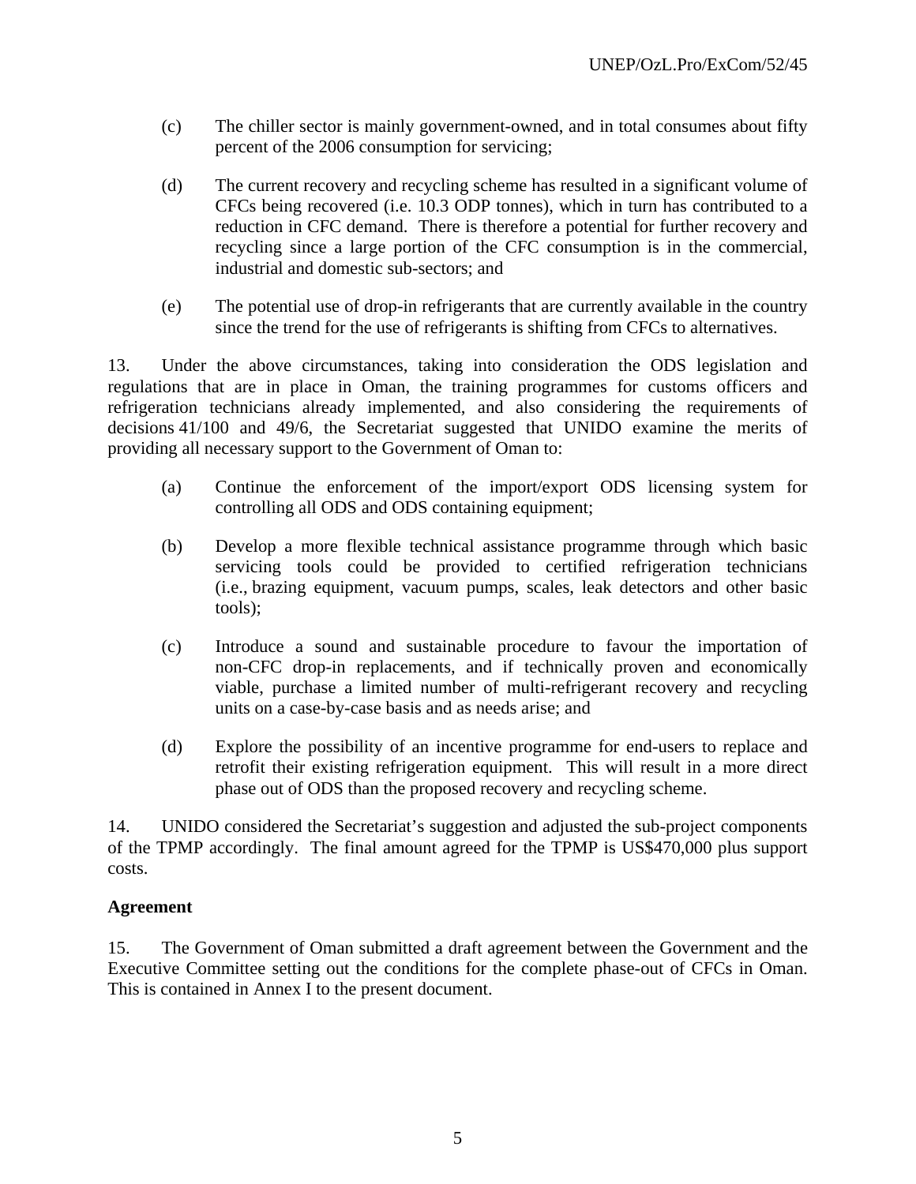(c) The chiller sector is mainly government-owned, and in total consumes about fifty percent of the 2006 consumption for servicing;

(d) The current recovery and recycling scheme has resulted in a significant volume of CFCs being recovered (i.e. 10.3 ODP tonnes), which in turn has contributed to a reduction in CFC demand. There is therefore a potential for further recovery and recycling since a large portion of the CFC consumption is in the commercial, industrial and domestic sub-sectors; and

(e) The potential use of drop-in refrigerants that are currently available in the country since the trend for the use of refrigerants is shifting from CFCs to alternatives.

13. Under the above circumstances, taking into consideration the ODS legislation and regulations that are in place in Oman, the training programmes for customs officers and refrigeration technicians already implemented, and also considering the requirements of decisions 41/100 and 49/6, the Secretariat suggested that UNIDO examine the merits of providing all necessary support to the Government of Oman to:

(a) Continue the enforcement of the import/export ODS licensing system for controlling all ODS and ODS containing equipment;

(b) Develop a more flexible technical assistance programme through which basic servicing tools could be provided to certified refrigeration technicians (i.e., brazing equipment, vacuum pumps, scales, leak detectors and other basic tools);

(c) Introduce a sound and sustainable procedure to favour the importation of non-CFC drop-in replacements, and if technically proven and economically viable, purchase a limited number of multi-refrigerant recovery and recycling units on a case-by-case basis and as needs arise; and

(d) Explore the possibility of an incentive programme for end-users to replace and retrofit their existing refrigeration equipment. This will result in a more direct phase out of ODS than the proposed recovery and recycling scheme.

14. UNIDO considered the Secretariat's suggestion and adjusted the sub-project components of the TPMP accordingly. The final amount agreed for the TPMP is US$470,000 plus support costs.

**Agreement**

15. The Government of Oman submitted a draft agreement between the Government and the Executive Committee setting out the conditions for the complete phase-out of CFCs in Oman. This is contained in Annex I to the present document.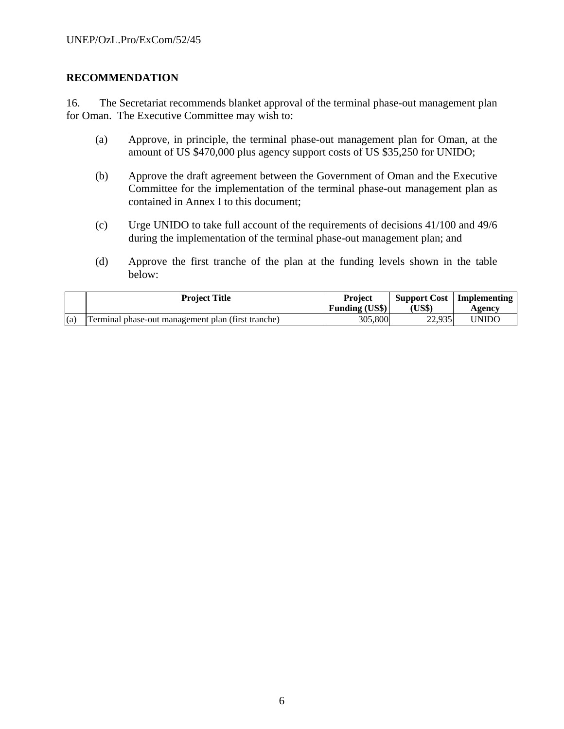## RECOMMENDATION

16. The Secretariat recommends blanket approval of the terminal phase-out management plan for Oman. The Executive Committee may wish to:

(a) Approve, in principle, the terminal phase-out management plan for Oman, at the amount of US $470,000 plus agency support costs of US $35,250 for UNIDO;

(b) Approve the draft agreement between the Government of Oman and the Executive Committee for the implementation of the terminal phase-out management plan as contained in Annex I to this document;

(c) Urge UNIDO to take full account of the requirements of decisions 41/100 and 49/6 during the implementation of the terminal phase-out management plan; and

(d) Approve the first tranche of the plan at the funding levels shown in the table below:

| | Project Title | Project Funding (US$) | Support Cost (US$) | Implementing Agency |
|---|---|---|---|---|
| (a) | Terminal phase-out management plan (first tranche) | 305,800 | 22,935 | UNIDO |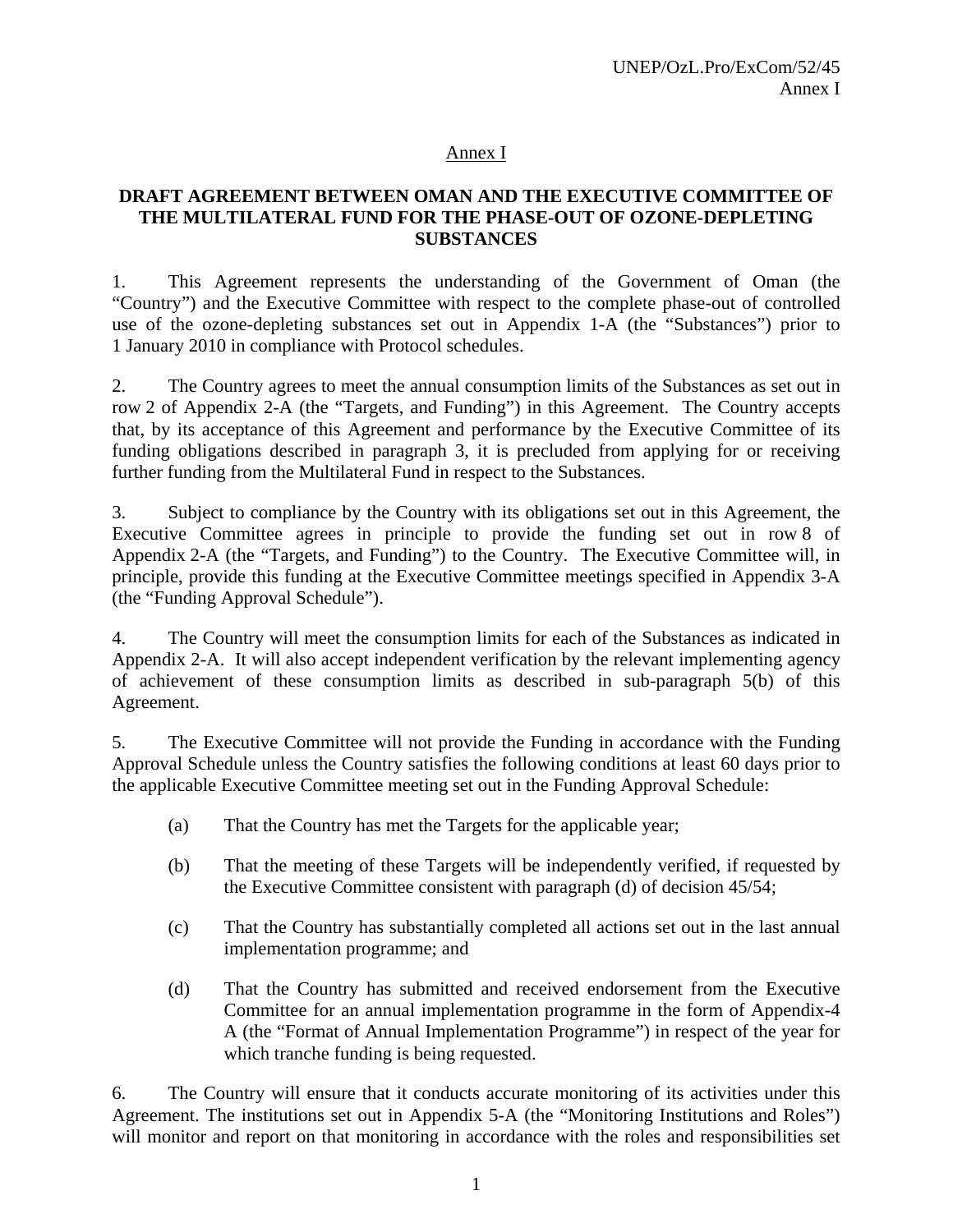## Annex I

### DRAFT AGREEMENT BETWEEN OMAN AND THE EXECUTIVE COMMITTEE OF THE MULTILATERAL FUND FOR THE PHASE-OUT OF OZONE-DEPLETING SUBSTANCES

1. This Agreement represents the understanding of the Government of Oman (the "Country") and the Executive Committee with respect to the complete phase-out of controlled use of the ozone-depleting substances set out in Appendix 1-A (the "Substances") prior to 1 January 2010 in compliance with Protocol schedules.

2. The Country agrees to meet the annual consumption limits of the Substances as set out in row 2 of Appendix 2-A (the "Targets, and Funding") in this Agreement. The Country accepts that, by its acceptance of this Agreement and performance by the Executive Committee of its funding obligations described in paragraph 3, it is precluded from applying for or receiving further funding from the Multilateral Fund in respect to the Substances.

3. Subject to compliance by the Country with its obligations set out in this Agreement, the Executive Committee agrees in principle to provide the funding set out in row 8 of Appendix 2-A (the "Targets, and Funding") to the Country. The Executive Committee will, in principle, provide this funding at the Executive Committee meetings specified in Appendix 3-A (the "Funding Approval Schedule").

4. The Country will meet the consumption limits for each of the Substances as indicated in Appendix 2-A. It will also accept independent verification by the relevant implementing agency of achievement of these consumption limits as described in sub-paragraph 5(b) of this Agreement.

5. The Executive Committee will not provide the Funding in accordance with the Funding Approval Schedule unless the Country satisfies the following conditions at least 60 days prior to the applicable Executive Committee meeting set out in the Funding Approval Schedule:

   (a) That the Country has met the Targets for the applicable year;

   (b) That the meeting of these Targets will be independently verified, if requested by the Executive Committee consistent with paragraph (d) of decision 45/54;

   (c) That the Country has substantially completed all actions set out in the last annual implementation programme; and

   (d) That the Country has submitted and received endorsement from the Executive Committee for an annual implementation programme in the form of Appendix-4 A (the "Format of Annual Implementation Programme") in respect of the year for which tranche funding is being requested.

6. The Country will ensure that it conducts accurate monitoring of its activities under this Agreement. The institutions set out in Appendix 5-A (the "Monitoring Institutions and Roles") will monitor and report on that monitoring in accordance with the roles and responsibilities set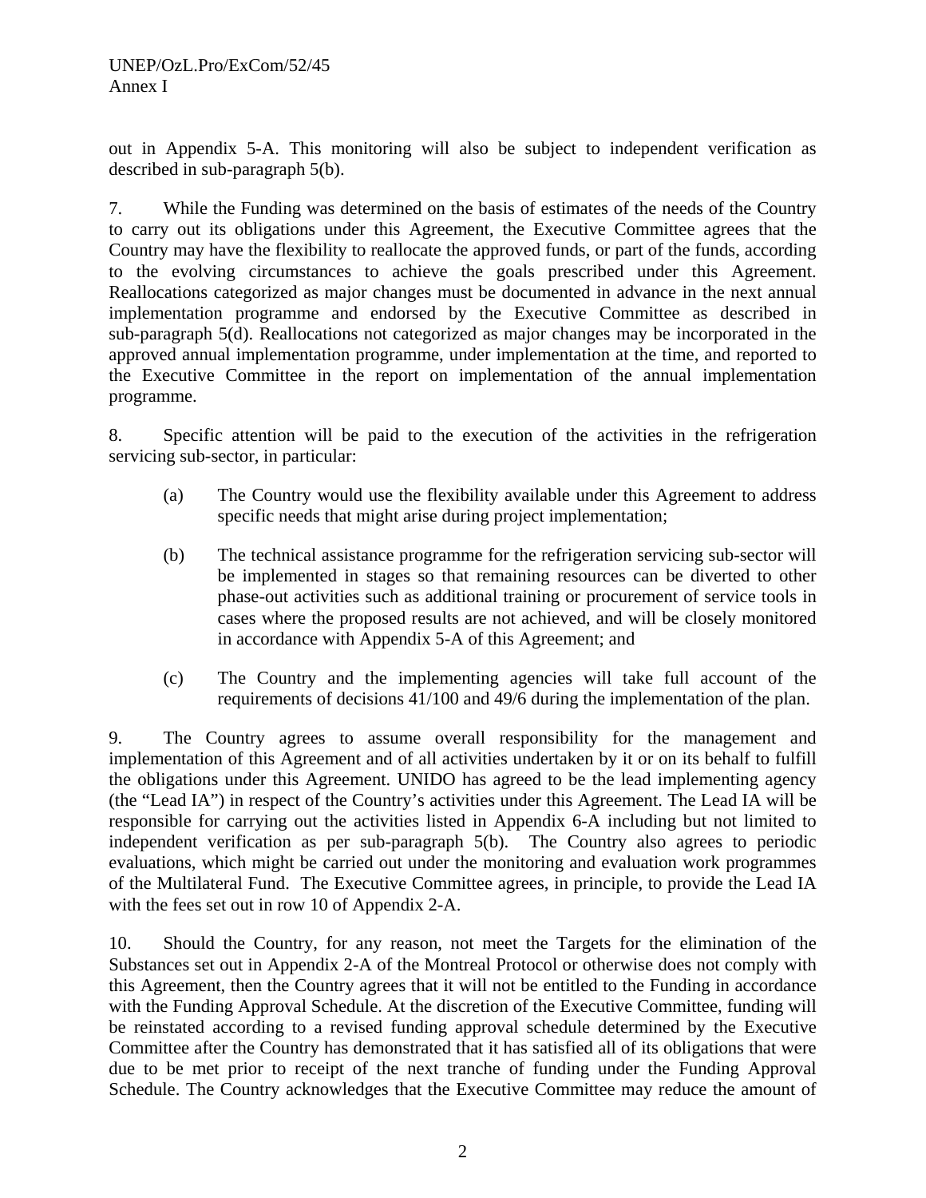out in Appendix 5-A. This monitoring will also be subject to independent verification as described in sub-paragraph 5(b).

7. While the Funding was determined on the basis of estimates of the needs of the Country to carry out its obligations under this Agreement, the Executive Committee agrees that the Country may have the flexibility to reallocate the approved funds, or part of the funds, according to the evolving circumstances to achieve the goals prescribed under this Agreement. Reallocations categorized as major changes must be documented in advance in the next annual implementation programme and endorsed by the Executive Committee as described in sub-paragraph 5(d). Reallocations not categorized as major changes may be incorporated in the approved annual implementation programme, under implementation at the time, and reported to the Executive Committee in the report on implementation of the annual implementation programme.

8. Specific attention will be paid to the execution of the activities in the refrigeration servicing sub-sector, in particular:

(a) The Country would use the flexibility available under this Agreement to address specific needs that might arise during project implementation;

(b) The technical assistance programme for the refrigeration servicing sub-sector will be implemented in stages so that remaining resources can be diverted to other phase-out activities such as additional training or procurement of service tools in cases where the proposed results are not achieved, and will be closely monitored in accordance with Appendix 5-A of this Agreement; and

(c) The Country and the implementing agencies will take full account of the requirements of decisions 41/100 and 49/6 during the implementation of the plan.

9. The Country agrees to assume overall responsibility for the management and implementation of this Agreement and of all activities undertaken by it or on its behalf to fulfill the obligations under this Agreement. UNIDO has agreed to be the lead implementing agency (the "Lead IA") in respect of the Country's activities under this Agreement. The Lead IA will be responsible for carrying out the activities listed in Appendix 6-A including but not limited to independent verification as per sub-paragraph 5(b). The Country also agrees to periodic evaluations, which might be carried out under the monitoring and evaluation work programmes of the Multilateral Fund. The Executive Committee agrees, in principle, to provide the Lead IA with the fees set out in row 10 of Appendix 2-A.

10. Should the Country, for any reason, not meet the Targets for the elimination of the Substances set out in Appendix 2-A of the Montreal Protocol or otherwise does not comply with this Agreement, then the Country agrees that it will not be entitled to the Funding in accordance with the Funding Approval Schedule. At the discretion of the Executive Committee, funding will be reinstated according to a revised funding approval schedule determined by the Executive Committee after the Country has demonstrated that it has satisfied all of its obligations that were due to be met prior to receipt of the next tranche of funding under the Funding Approval Schedule. The Country acknowledges that the Executive Committee may reduce the amount of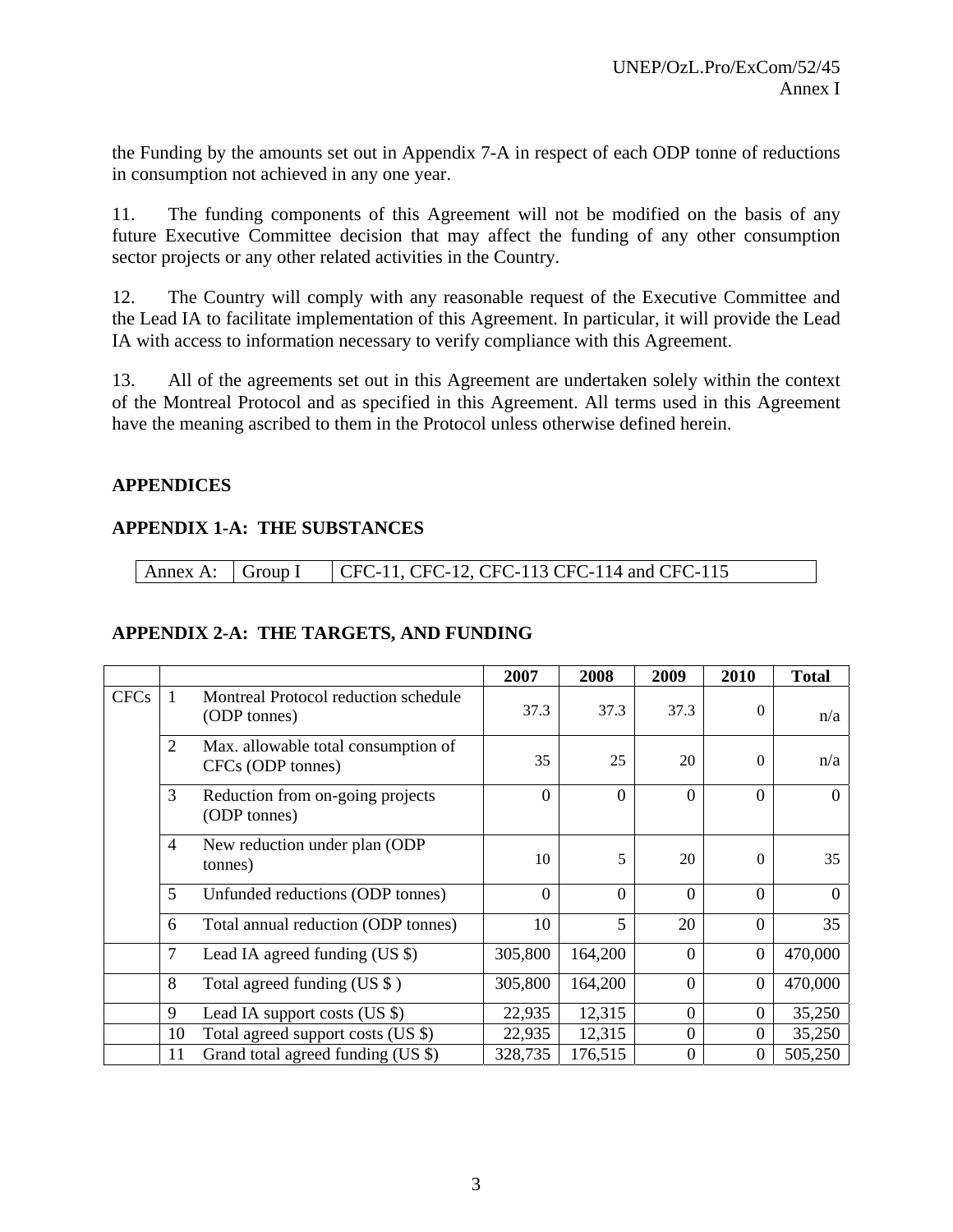the Funding by the amounts set out in Appendix 7-A in respect of each ODP tonne of reductions in consumption not achieved in any one year.

11. The funding components of this Agreement will not be modified on the basis of any future Executive Committee decision that may affect the funding of any other consumption sector projects or any other related activities in the Country.

12. The Country will comply with any reasonable request of the Executive Committee and the Lead IA to facilitate implementation of this Agreement. In particular, it will provide the Lead IA with access to information necessary to verify compliance with this Agreement.

13. All of the agreements set out in this Agreement are undertaken solely within the context of the Montreal Protocol and as specified in this Agreement. All terms used in this Agreement have the meaning ascribed to them in the Protocol unless otherwise defined herein.

## APPENDICES

### APPENDIX 1-A: THE SUBSTANCES

| Annex A: | Group I | CFC-11, CFC-12, CFC-113 CFC-114 and CFC-115 |
|---|---|---|

### APPENDIX 2-A: THE TARGETS, AND FUNDING

| | | | 2007 | 2008 | 2009 | 2010 | Total |
|---|---|---|---|---|---|---|---|
| CFCs | 1 | Montreal Protocol reduction schedule (ODP tonnes) | 37.3 | 37.3 | 37.3 | 0 | n/a |
| | 2 | Max. allowable total consumption of CFCs (ODP tonnes) | 35 | 25 | 20 | 0 | n/a |
| | 3 | Reduction from on-going projects (ODP tonnes) | 0 | 0 | 0 | 0 | 0 |
| | 4 | New reduction under plan (ODP tonnes) | 10 | 5 | 20 | 0 | 35 |
| | 5 | Unfunded reductions (ODP tonnes) | 0 | 0 | 0 | 0 | 0 |
| | 6 | Total annual reduction (ODP tonnes) | 10 | 5 | 20 | 0 | 35 |
| | 7 | Lead IA agreed funding (US $) | 305,800 | 164,200 | 0 | 0 | 470,000 |
| | 8 | Total agreed funding (US $ ) | 305,800 | 164,200 | 0 | 0 | 470,000 |
| | 9 | Lead IA support costs (US $) | 22,935 | 12,315 | 0 | 0 | 35,250 |
| | 10 | Total agreed support costs (US $) | 22,935 | 12,315 | 0 | 0 | 35,250 |
| | 11 | Grand total agreed funding (US $) | 328,735 | 176,515 | 0 | 0 | 505,250 |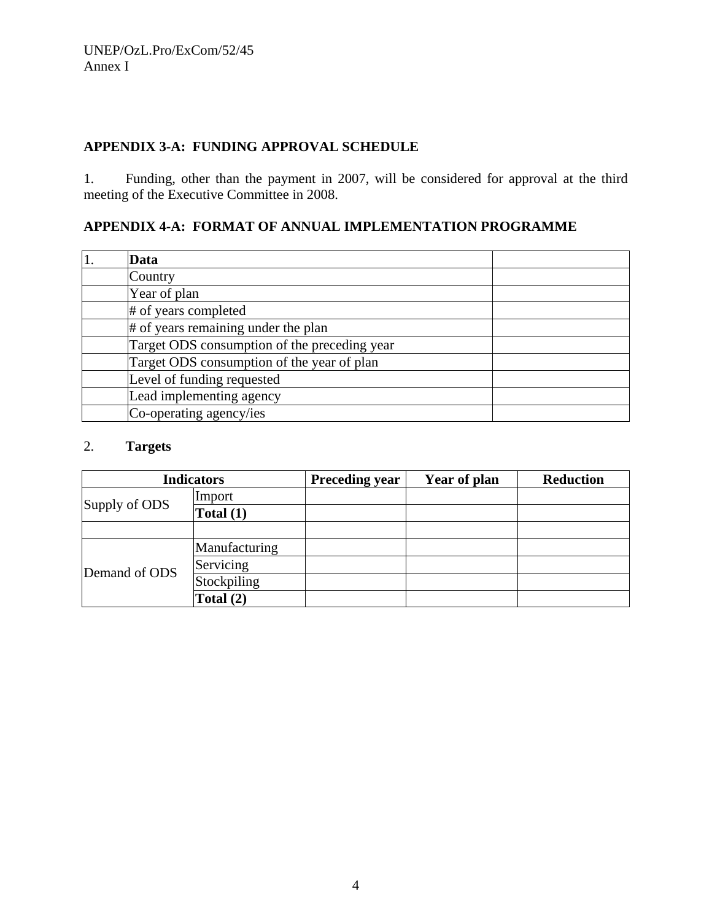## APPENDIX 3-A: FUNDING APPROVAL SCHEDULE

1. Funding, other than the payment in 2007, will be considered for approval at the third meeting of the Executive Committee in 2008.

## APPENDIX 4-A: FORMAT OF ANNUAL IMPLEMENTATION PROGRAMME

| 1. | **Data** | |
|---|---|---|
| | Country | |
| | Year of plan | |
| | # of years completed | |
| | # of years remaining under the plan | |
| | Target ODS consumption of the preceding year | |
| | Target ODS consumption of the year of plan | |
| | Level of funding requested | |
| | Lead implementing agency | |
| | Co-operating agency/ies | |

2. **Targets**

| **Indicators** | | **Preceding year** | **Year of plan** | **Reduction** |
|---|---|---|---|---|
| Supply of ODS | Import | | | |
| | **Total (1)** | | | |
| | | | | |
| Demand of ODS | Manufacturing | | | |
| | Servicing | | | |
| | Stockpiling | | | |
| | **Total (2)** | | | |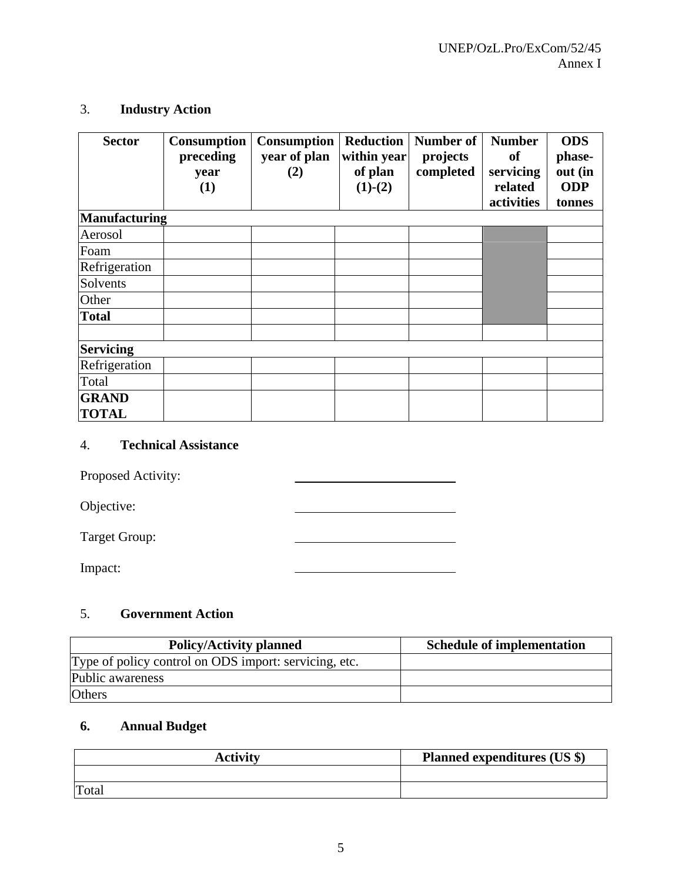3. **Industry Action**

| Sector | Consumption preceding year (1) | Consumption year of plan (2) | Reduction within year of plan (1)-(2) | Number of projects completed | Number of servicing related activities | ODS phase-out (in ODP tonnes |
|---|---|---|---|---|---|---|
| **Manufacturing** | | | | | | |
| Aerosol | | | | | | |
| Foam | | | | | | |
| Refrigeration | | | | | | |
| Solvents | | | | | | |
| Other | | | | | | |
| **Total** | | | | | | |
| | | | | | | |
| **Servicing** | | | | | | |
| Refrigeration | | | | | | |
| Total | | | | | | |
| **GRAND TOTAL** | | | | | | |

4. **Technical Assistance**

Proposed Activity: ______________________

Objective: ______________________

Target Group: ______________________

Impact: ______________________

5. **Government Action**

| Policy/Activity planned | Schedule of implementation |
|---|---|
| Type of policy control on ODS import: servicing, etc. | |
| Public awareness | |
| Others | |

**6. Annual Budget**

| Activity | Planned expenditures (US $) |
|---|---|
| | |
| Total | |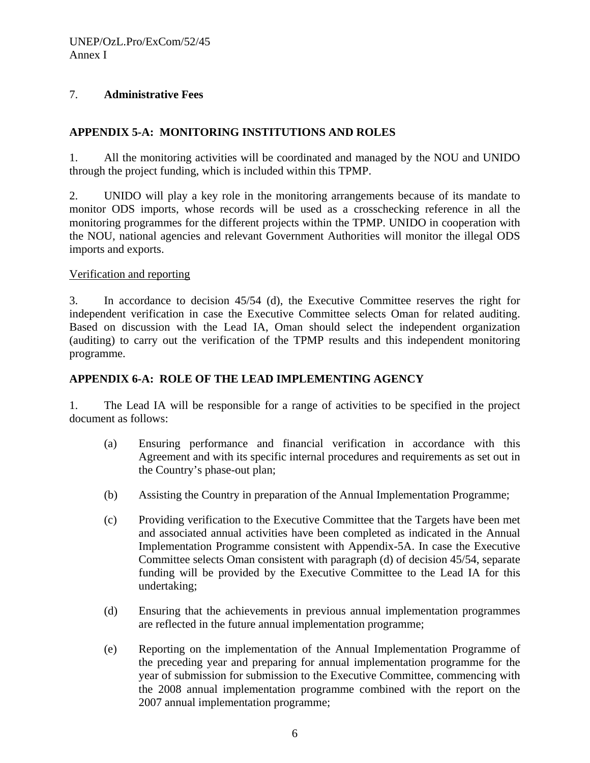7. **Administrative Fees**

## APPENDIX 5-A: MONITORING INSTITUTIONS AND ROLES

1. All the monitoring activities will be coordinated and managed by the NOU and UNIDO through the project funding, which is included within this TPMP.

2. UNIDO will play a key role in the monitoring arrangements because of its mandate to monitor ODS imports, whose records will be used as a crosschecking reference in all the monitoring programmes for the different projects within the TPMP. UNIDO in cooperation with the NOU, national agencies and relevant Government Authorities will monitor the illegal ODS imports and exports.

<u>Verification and reporting</u>

3. In accordance to decision 45/54 (d), the Executive Committee reserves the right for independent verification in case the Executive Committee selects Oman for related auditing. Based on discussion with the Lead IA, Oman should select the independent organization (auditing) to carry out the verification of the TPMP results and this independent monitoring programme.

## APPENDIX 6-A: ROLE OF THE LEAD IMPLEMENTING AGENCY

1. The Lead IA will be responsible for a range of activities to be specified in the project document as follows:

   (a) Ensuring performance and financial verification in accordance with this Agreement and with its specific internal procedures and requirements as set out in the Country's phase-out plan;

   (b) Assisting the Country in preparation of the Annual Implementation Programme;

   (c) Providing verification to the Executive Committee that the Targets have been met and associated annual activities have been completed as indicated in the Annual Implementation Programme consistent with Appendix-5A. In case the Executive Committee selects Oman consistent with paragraph (d) of decision 45/54, separate funding will be provided by the Executive Committee to the Lead IA for this undertaking;

   (d) Ensuring that the achievements in previous annual implementation programmes are reflected in the future annual implementation programme;

   (e) Reporting on the implementation of the Annual Implementation Programme of the preceding year and preparing for annual implementation programme for the year of submission for submission to the Executive Committee, commencing with the 2008 annual implementation programme combined with the report on the 2007 annual implementation programme;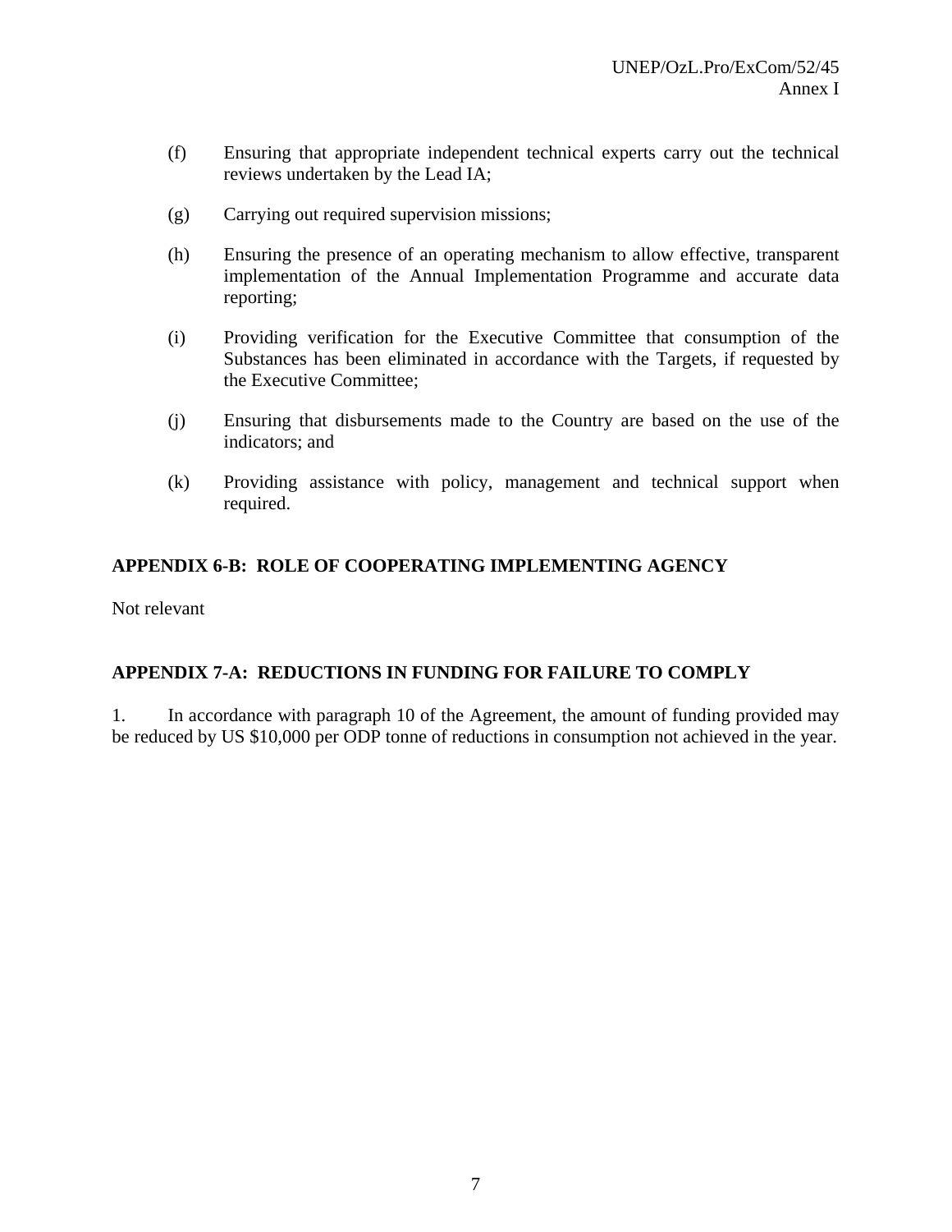(f) Ensuring that appropriate independent technical experts carry out the technical reviews undertaken by the Lead IA;

(g) Carrying out required supervision missions;

(h) Ensuring the presence of an operating mechanism to allow effective, transparent implementation of the Annual Implementation Programme and accurate data reporting;

(i) Providing verification for the Executive Committee that consumption of the Substances has been eliminated in accordance with the Targets, if requested by the Executive Committee;

(j) Ensuring that disbursements made to the Country are based on the use of the indicators; and

(k) Providing assistance with policy, management and technical support when required.

## APPENDIX 6-B: ROLE OF COOPERATING IMPLEMENTING AGENCY

Not relevant

## APPENDIX 7-A: REDUCTIONS IN FUNDING FOR FAILURE TO COMPLY

1. In accordance with paragraph 10 of the Agreement, the amount of funding provided may be reduced by US $10,000 per ODP tonne of reductions in consumption not achieved in the year.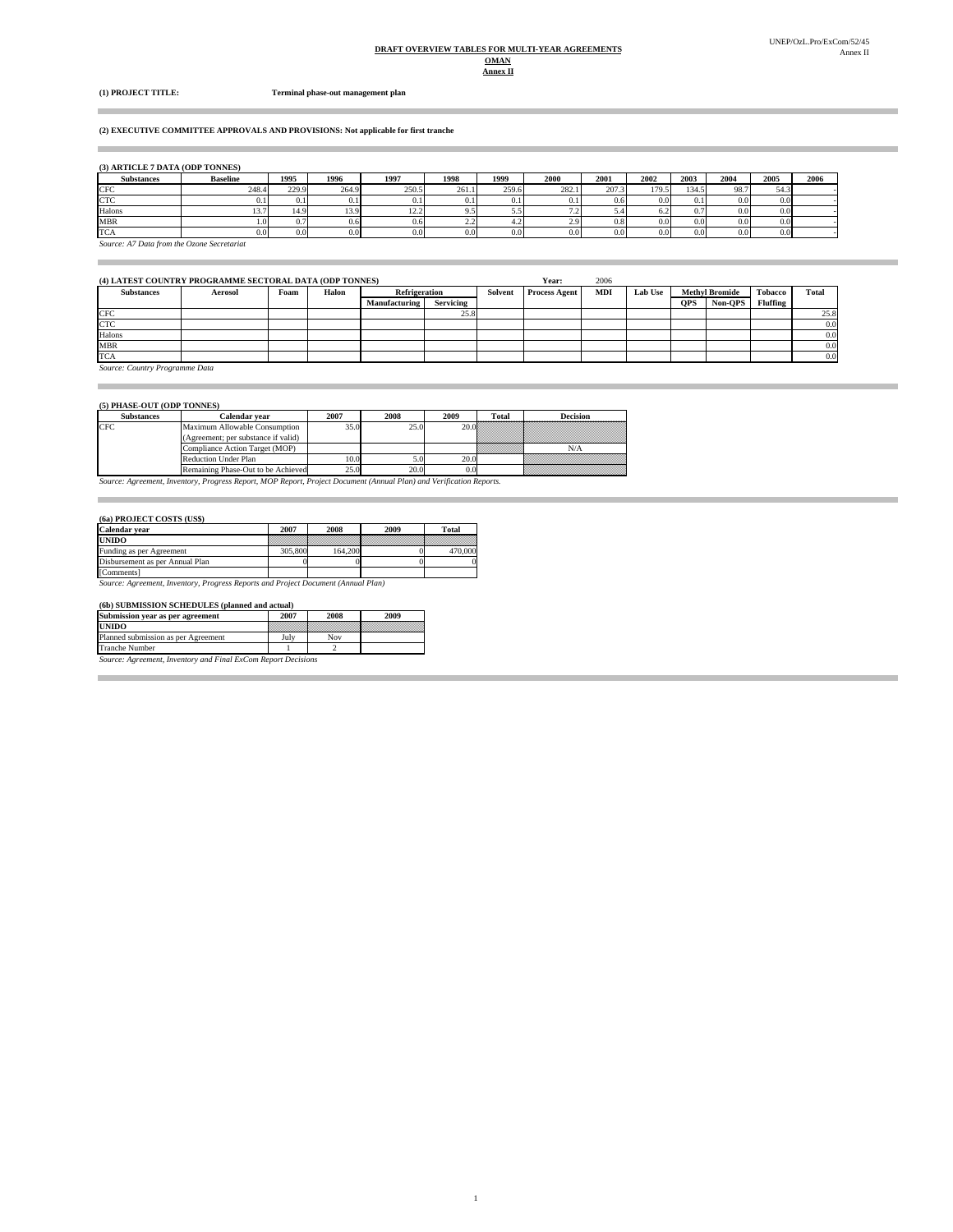**DRAFT OVERVIEW TABLES FOR MULTI-YEAR AGREEMENTS**

**OMAN**

**Annex II**

**(1) PROJECT TITLE:** **Terminal phase-out management plan**

**(2) EXECUTIVE COMMITTEE APPROVALS AND PROVISIONS: Not applicable for first tranche**

**(3) ARTICLE 7 DATA (ODP TONNES)**

| Substances | Baseline | 1995 | 1996 | 1997 | 1998 | 1999 | 2000 | 2001 | 2002 | 2003 | 2004 | 2005 | 2006 |
|---|---|---|---|---|---|---|---|---|---|---|---|---|---|
| CFC | 248.4 | 229.9 | 264.9 | 250.5 | 261.1 | 259.6 | 282.1 | 207.3 | 179.5 | 134.5 | 98.7 | 54.3 | - |
| CTC | 0.1 | 0.1 | 0.1 | 0.1 | 0.1 | 0.1 | 0.1 | 0.6 | 0.0 | 0.1 | 0.0 | 0.0 | - |
| Halons | 13.7 | 14.9 | 13.9 | 12.2 | 9.5 | 5.5 | 7.2 | 5.4 | 6.2 | 0.7 | 0.0 | 0.0 | - |
| MBR | 1.0 | 0.7 | 0.6 | 0.6 | 2.2 | 4.2 | 2.9 | 0.8 | 0.0 | 0.0 | 0.0 | 0.0 | - |
| TCA | 0.0 | 0.0 | 0.0 | 0.0 | 0.0 | 0.0 | 0.0 | 0.0 | 0.0 | 0.0 | 0.0 | 0.0 | - |

*Source: A7 Data from the Ozone Secretariat*

**(4) LATEST COUNTRY PROGRAMME SECTORAL DATA (ODP TONNES)** **Year:** 2006

| Substances | Aerosol | Foam | Halon | Refrigeration | | Solvent | Process Agent | MDI | Lab Use | Methyl Bromide | | Tobacco Fluffing | Total |
|---|---|---|---|---|---|---|---|---|---|---|---|---|---|
| | | | | Manufacturing | Servicing | | | | | QPS | Non-QPS | | |
| CFC | | | | | 25.8 | | | | | | | | 25.8 |
| CTC | | | | | | | | | | | | | 0.0 |
| Halons | | | | | | | | | | | | | 0.0 |
| MBR | | | | | | | | | | | | | 0.0 |
| TCA | | | | | | | | | | | | | 0.0 |

*Source: Country Programme Data*

**(5) PHASE-OUT (ODP TONNES)**

| Substances | Calendar year | 2007 | 2008 | 2009 | Total | Decision |
|---|---|---|---|---|---|---|
| CFC | Maximum Allowable Consumption (Agreement; per substance if valid) | 35.0 | 25.0 | 20.0 | | |
| | Compliance Action Target (MOP) | | | | | N/A |
| | Reduction Under Plan | 10.0 | 5.0 | 20.0 | | |
| | Remaining Phase-Out to be Achieved | 25.0 | 20.0 | 0.0 | | |

*Source: Agreement, Inventory, Progress Report, MOP Report, Project Document (Annual Plan) and Verification Reports.*

**(6a) PROJECT COSTS (US$)**

| Calendar year | 2007 | 2008 | 2009 | Total |
|---|---|---|---|---|
| **UNIDO** | | | | |
| Funding as per Agreement | 305,800 | 164,200 | 0 | 470,000 |
| Disbursement as per Annual Plan | 0 | 0 | 0 | 0 |
| [Comments] | | | | |

*Source: Agreement, Inventory, Progress Reports and Project Document (Annual Plan)*

**(6b) SUBMISSION SCHEDULES (planned and actual)**

| Submission year as per agreement | 2007 | 2008 | 2009 |
|---|---|---|---|
| **UNIDO** | | | |
| Planned submission as per Agreement | July | Nov | |
| Tranche Number | 1 | 2 | |

*Source: Agreement, Inventory and Final ExCom Report Decisions*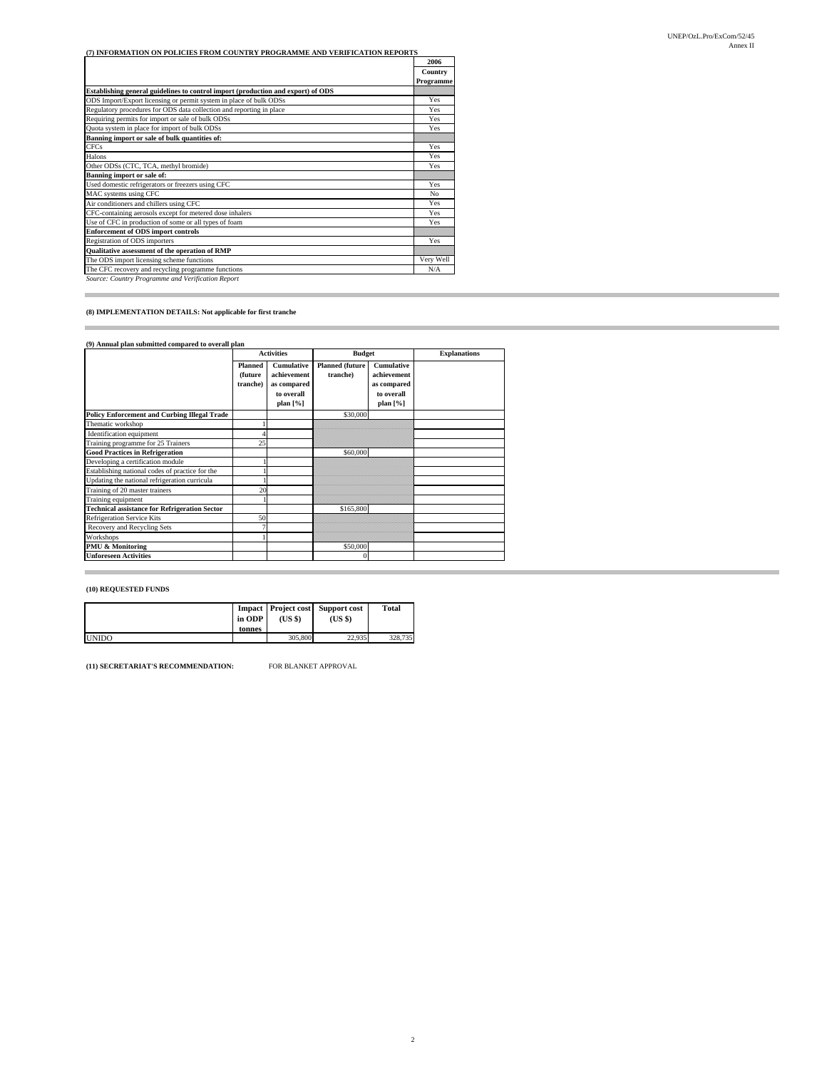**(7) INFORMATION ON POLICIES FROM COUNTRY PROGRAMME AND VERIFICATION REPORTS**

| | 2006 Country Programme |
|---|---|
| **Establishing general guidelines to control import (production and export) of ODS** | |
| ODS Import/Export licensing or permit system in place of bulk ODSs | Yes |
| Regulatory procedures for ODS data collection and reporting in place | Yes |
| Requiring permits for import or sale of bulk ODSs | Yes |
| Quota system in place for import of bulk ODSs | Yes |
| **Banning import or sale of bulk quantities of:** | |
| CFCs | Yes |
| Halons | Yes |
| Other ODSs (CTC, TCA, methyl bromide) | Yes |
| **Banning import or sale of:** | |
| Used domestic refrigerators or freezers using CFC | Yes |
| MAC systems using CFC | No |
| Air conditioners and chillers using CFC | Yes |
| CFC-containing aerosols except for metered dose inhalers | Yes |
| Use of CFC in production of some or all types of foam | Yes |
| **Enforcement of ODS import controls** | |
| Registration of ODS importers | Yes |
| **Qualitative assessment of the operation of RMP** | |
| The ODS import licensing scheme functions | Very Well |
| The CFC recovery and recycling programme functions | N/A |

*Source: Country Programme and Verification Report*

**(8) IMPLEMENTATION DETAILS: Not applicable for first tranche**

**(9) Annual plan submitted compared to overall plan**

| | Activities | | Budget | | Explanations |
|---|---|---|---|---|---|
| | Planned (future tranche) | Cumulative achievement as compared to overall plan [%] | Planned (future tranche) | Cumulative achievement as compared to overall plan [%] | |
| **Policy Enforcement and Curbing Illegal Trade** | | | $30,000 | | |
| Thematic workshop | 1 | | | | |
| Identification equipment | 4 | | | | |
| Training programme for 25 Trainers | 25 | | | | |
| **Good Practices in Refrigeration** | | | $60,000 | | |
| Developing a certification module | 1 | | | | |
| Establishing national codes of practice for the | 1 | | | | |
| Updating the national refrigeration curricula | 1 | | | | |
| Training of 20 master trainers | 20 | | | | |
| Training equipment | 1 | | | | |
| **Technical assistance for Refrigeration Sector** | | | $165,800 | | |
| Refrigeration Service Kits | 50 | | | | |
| Recovery and Recycling Sets | 7 | | | | |
| Workshops | 1 | | | | |
| **PMU & Monitoring** | | | $50,000 | | |
| **Unforeseen Activities** | | | 0 | | |

**(10) REQUESTED FUNDS**

| | Impact in ODP tonnes | Project cost (US $) | Support cost (US $) | Total |
|---|---|---|---|---|
| UNIDO | | 305,800 | 22,935 | 328,735 |

**(11) SECRETARIAT'S RECOMMENDATION:** FOR BLANKET APPROVAL